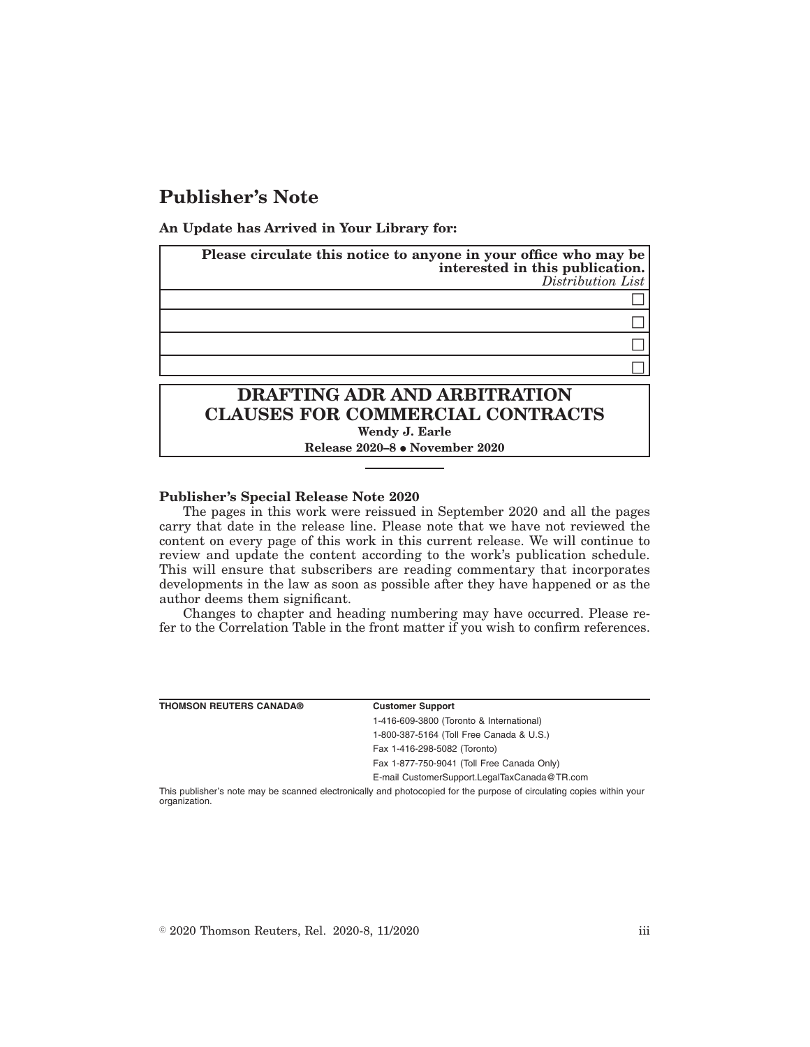# Publisher's Note

**An Update has Arrived in Your Library for:**

| **Please circulate this notice to anyone in your office who may be interested in this publication.** *Distribution List* |
| --- |
| ☐ |
| ☐ |
| ☐ |
| ☐ |

## DRAFTING ADR AND ARBITRATION CLAUSES FOR COMMERCIAL CONTRACTS

**Wendy J. Earle**

**Release 2020–8 • November 2020**

---

**Publisher's Special Release Note 2020**

The pages in this work were reissued in September 2020 and all the pages carry that date in the release line. Please note that we have not reviewed the content on every page of this work in this current release. We will continue to review and update the content according to the work's publication schedule. This will ensure that subscribers are reading commentary that incorporates developments in the law as soon as possible after they have happened or as the author deems them significant.

Changes to chapter and heading numbering may have occurred. Please refer to the Correlation Table in the front matter if you wish to confirm references.

| **THOMSON REUTERS CANADA®** | **Customer Support** |
| --- | --- |
| | 1-416-609-3800 (Toronto & International) |
| | 1-800-387-5164 (Toll Free Canada & U.S.) |
| | Fax 1-416-298-5082 (Toronto) |
| | Fax 1-877-750-9041 (Toll Free Canada Only) |
| | E-mail CustomerSupport.LegalTaxCanada@TR.com |

This publisher's note may be scanned electronically and photocopied for the purpose of circulating copies within your organization.

© 2020 Thomson Reuters, Rel. 2020-8, 11/2020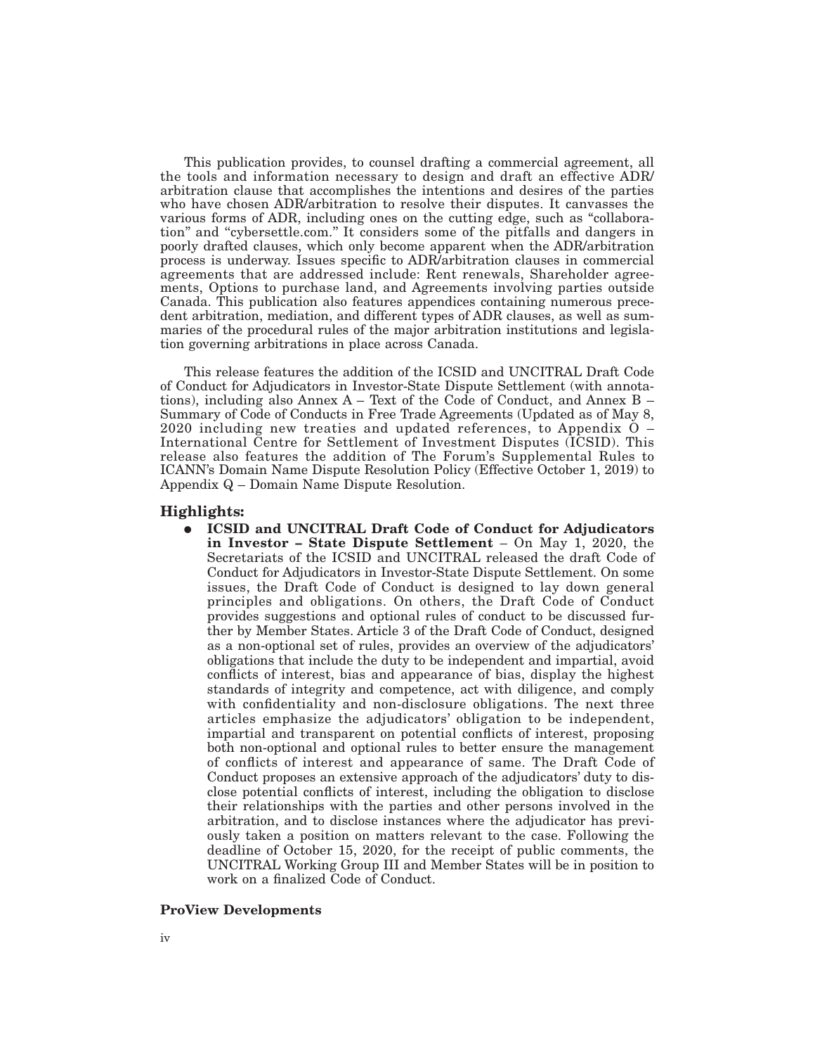This publication provides, to counsel drafting a commercial agreement, all the tools and information necessary to design and draft an effective ADR/arbitration clause that accomplishes the intentions and desires of the parties who have chosen ADR/arbitration to resolve their disputes. It canvasses the various forms of ADR, including ones on the cutting edge, such as "collaboration" and "cybersettle.com." It considers some of the pitfalls and dangers in poorly drafted clauses, which only become apparent when the ADR/arbitration process is underway. Issues specific to ADR/arbitration clauses in commercial agreements that are addressed include: Rent renewals, Shareholder agreements, Options to purchase land, and Agreements involving parties outside Canada. This publication also features appendices containing numerous precedent arbitration, mediation, and different types of ADR clauses, as well as summaries of the procedural rules of the major arbitration institutions and legislation governing arbitrations in place across Canada.

This release features the addition of the ICSID and UNCITRAL Draft Code of Conduct for Adjudicators in Investor-State Dispute Settlement (with annotations), including also Annex A – Text of the Code of Conduct, and Annex B – Summary of Code of Conducts in Free Trade Agreements (Updated as of May 8, 2020 including new treaties and updated references, to Appendix O – International Centre for Settlement of Investment Disputes (ICSID). This release also features the addition of The Forum's Supplemental Rules to ICANN's Domain Name Dispute Resolution Policy (Effective October 1, 2019) to Appendix Q – Domain Name Dispute Resolution.

## Highlights:

- **ICSID and UNCITRAL Draft Code of Conduct for Adjudicators in Investor – State Dispute Settlement** – On May 1, 2020, the Secretariats of the ICSID and UNCITRAL released the draft Code of Conduct for Adjudicators in Investor-State Dispute Settlement. On some issues, the Draft Code of Conduct is designed to lay down general principles and obligations. On others, the Draft Code of Conduct provides suggestions and optional rules of conduct to be discussed further by Member States. Article 3 of the Draft Code of Conduct, designed as a non-optional set of rules, provides an overview of the adjudicators' obligations that include the duty to be independent and impartial, avoid conflicts of interest, bias and appearance of bias, display the highest standards of integrity and competence, act with diligence, and comply with confidentiality and non-disclosure obligations. The next three articles emphasize the adjudicators' obligation to be independent, impartial and transparent on potential conflicts of interest, proposing both non-optional and optional rules to better ensure the management of conflicts of interest and appearance of same. The Draft Code of Conduct proposes an extensive approach of the adjudicators' duty to disclose potential conflicts of interest, including the obligation to disclose their relationships with the parties and other persons involved in the arbitration, and to disclose instances where the adjudicator has previously taken a position on matters relevant to the case. Following the deadline of October 15, 2020, for the receipt of public comments, the UNCITRAL Working Group III and Member States will be in position to work on a finalized Code of Conduct.

**ProView Developments**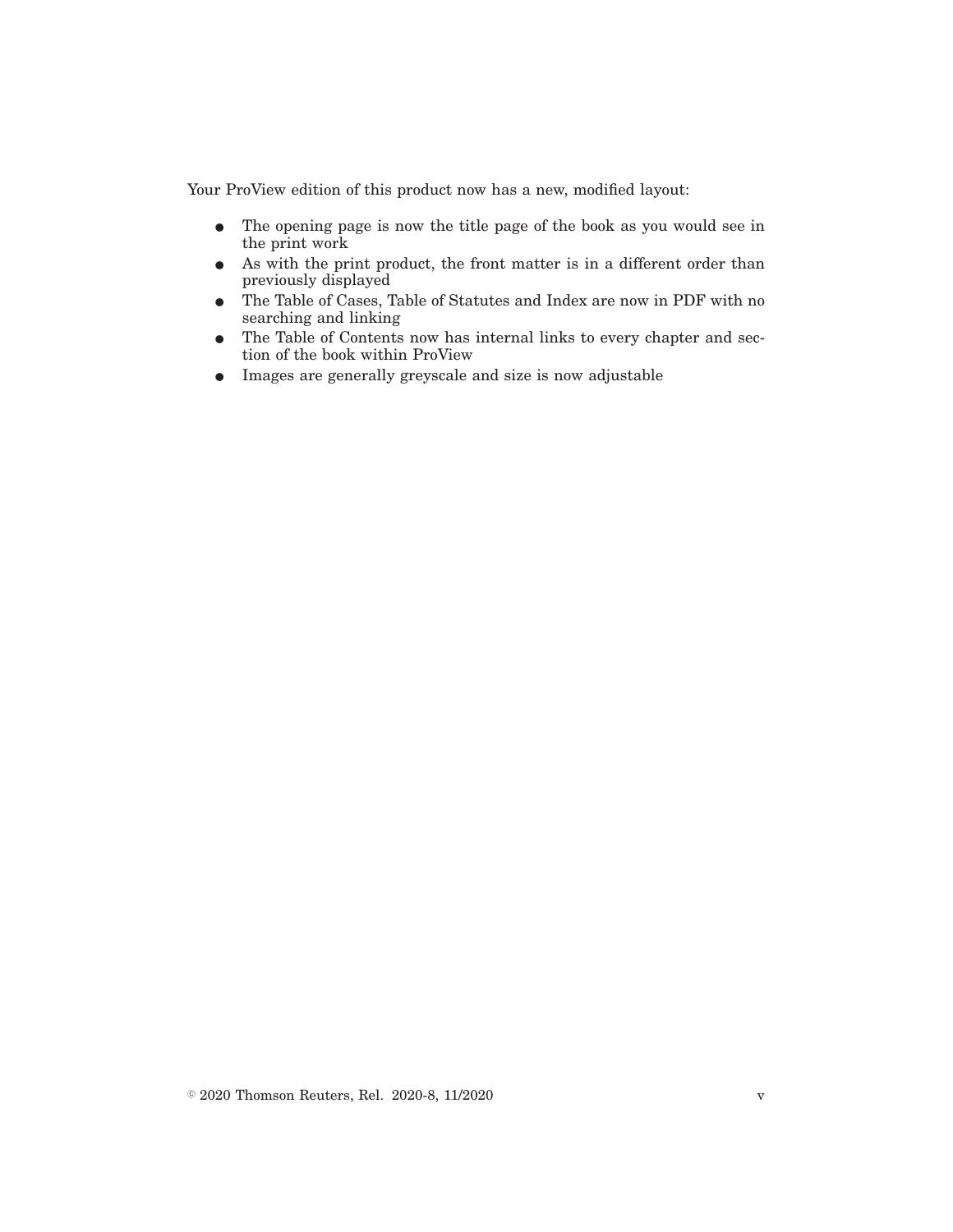Your ProView edition of this product now has a new, modified layout:

- The opening page is now the title page of the book as you would see in the print work
- As with the print product, the front matter is in a different order than previously displayed
- The Table of Cases, Table of Statutes and Index are now in PDF with no searching and linking
- The Table of Contents now has internal links to every chapter and section of the book within ProView
- Images are generally greyscale and size is now adjustable

© 2020 Thomson Reuters, Rel. 2020-8, 11/2020